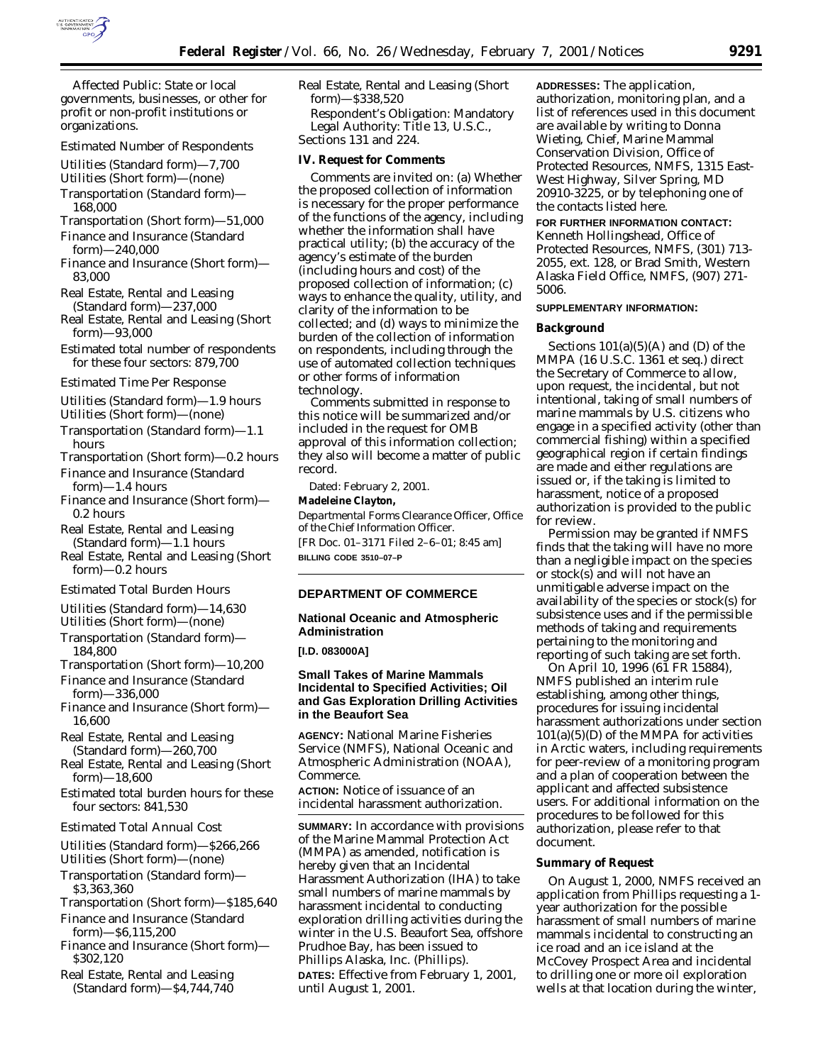Affected Public: State or local governments, businesses, or other for profit or non-profit institutions or organizations.

Estimated Number of Respondents

Utilities (Standard form)—7,700
Utilities (Short form)—(none)
Transportation (Standard form)—168,000
Transportation (Short form)—51,000
Finance and Insurance (Standard form)—240,000
Finance and Insurance (Short form)—83,000
Real Estate, Rental and Leasing (Standard form)—237,000
Real Estate, Rental and Leasing (Short form)—93,000
Estimated total number of respondents for these four sectors: 879,700

Estimated Time Per Response

Utilities (Standard form)—1.9 hours
Utilities (Short form)—(none)
Transportation (Standard form)—1.1 hours
Transportation (Short form)—0.2 hours
Finance and Insurance (Standard form)—1.4 hours
Finance and Insurance (Short form)—0.2 hours
Real Estate, Rental and Leasing (Standard form)—1.1 hours
Real Estate, Rental and Leasing (Short form)—0.2 hours

Estimated Total Burden Hours

Utilities (Standard form)—14,630
Utilities (Short form)—(none)
Transportation (Standard form)—184,800
Transportation (Short form)—10,200
Finance and Insurance (Standard form)—336,000
Finance and Insurance (Short form)—16,600
Real Estate, Rental and Leasing (Standard form)—260,700
Real Estate, Rental and Leasing (Short form)—18,600
Estimated total burden hours for these four sectors: 841,530

Estimated Total Annual Cost

Utilities (Standard form)—$266,266
Utilities (Short form)—(none)
Transportation (Standard form)—$3,363,360
Transportation (Short form)—$185,640
Finance and Insurance (Standard form)—$6,115,200
Finance and Insurance (Short form)—$302,120
Real Estate, Rental and Leasing (Standard form)—$4,744,740
Real Estate, Rental and Leasing (Short form)—$338,520

Respondent's Obligation: Mandatory
Legal Authority: Title 13, U.S.C., Sections 131 and 224.

## IV. Request for Comments

Comments are invited on: (a) Whether the proposed collection of information is necessary for the proper performance of the functions of the agency, including whether the information shall have practical utility; (b) the accuracy of the agency's estimate of the burden (including hours and cost) of the proposed collection of information; (c) ways to enhance the quality, utility, and clarity of the information to be collected; and (d) ways to minimize the burden of the collection of information on respondents, including through the use of automated collection techniques or other forms of information technology.

Comments submitted in response to this notice will be summarized and/or included in the request for OMB approval of this information collection; they also will become a matter of public record.

Dated: February 2, 2001.

**Madeleine Clayton,**

*Departmental Forms Clearance Officer, Office of the Chief Information Officer.*

[FR Doc. 01–3171 Filed 2–6–01; 8:45 am]

**BILLING CODE 3510–07–P**

---

## DEPARTMENT OF COMMERCE

### National Oceanic and Atmospheric Administration

**[I.D. 083000A]**

### Small Takes of Marine Mammals Incidental to Specified Activities; Oil and Gas Exploration Drilling Activities in the Beaufort Sea

**AGENCY:** National Marine Fisheries Service (NMFS), National Oceanic and Atmospheric Administration (NOAA), Commerce.

**ACTION:** Notice of issuance of an incidental harassment authorization.

**SUMMARY:** In accordance with provisions of the Marine Mammal Protection Act (MMPA) as amended, notification is hereby given that an Incidental Harassment Authorization (IHA) to take small numbers of marine mammals by harassment incidental to conducting exploration drilling activities during the winter in the U.S. Beaufort Sea, offshore Prudhoe Bay, has been issued to Phillips Alaska, Inc. (Phillips).

**DATES:** Effective from February 1, 2001, until August 1, 2001.

**ADDRESSES:** The application, authorization, monitoring plan, and a list of references used in this document are available by writing to Donna Wieting, Chief, Marine Mammal Conservation Division, Office of Protected Resources, NMFS, 1315 East-West Highway, Silver Spring, MD 20910-3225, or by telephoning one of the contacts listed here.

**FOR FURTHER INFORMATION CONTACT:** Kenneth Hollingshead, Office of Protected Resources, NMFS, (301) 713-2055, ext. 128, or Brad Smith, Western Alaska Field Office, NMFS, (907) 271-5006.

**SUPPLEMENTARY INFORMATION:**

### Background

Sections 101(a)(5)(A) and (D) of the MMPA (16 U.S.C. 1361 *et seq.*) direct the Secretary of Commerce to allow, upon request, the incidental, but not intentional, taking of small numbers of marine mammals by U.S. citizens who engage in a specified activity (other than commercial fishing) within a specified geographical region if certain findings are made and either regulations are issued or, if the taking is limited to harassment, notice of a proposed authorization is provided to the public for review.

Permission may be granted if NMFS finds that the taking will have no more than a negligible impact on the species or stock(s) and will not have an unmitigable adverse impact on the availability of the species or stock(s) for subsistence uses and if the permissible methods of taking and requirements pertaining to the monitoring and reporting of such taking are set forth.

On April 10, 1996 (61 FR 15884), NMFS published an interim rule establishing, among other things, procedures for issuing incidental harassment authorizations under section 101(a)(5)(D) of the MMPA for activities in Arctic waters, including requirements for peer-review of a monitoring program and a plan of cooperation between the applicant and affected subsistence users. For additional information on the procedures to be followed for this authorization, please refer to that document.

### Summary of Request

On August 1, 2000, NMFS received an application from Phillips requesting a 1-year authorization for the possible harassment of small numbers of marine mammals incidental to constructing an ice road and an ice island at the McCovey Prospect Area and incidental to drilling one or more oil exploration wells at that location during the winter,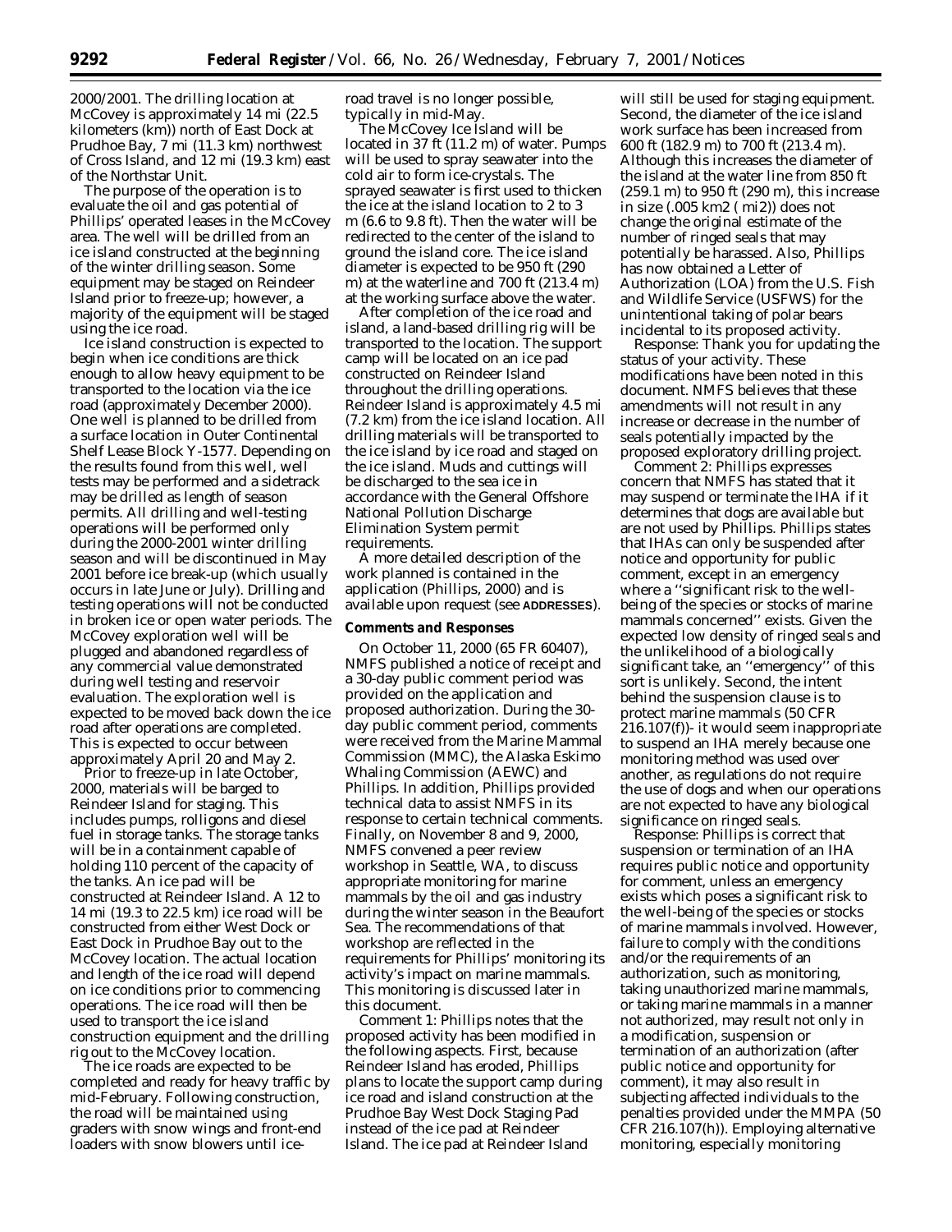2000/2001. The drilling location at McCovey is approximately 14 mi (22.5 kilometers (km)) north of East Dock at Prudhoe Bay, 7 mi (11.3 km) northwest of Cross Island, and 12 mi (19.3 km) east of the Northstar Unit.

The purpose of the operation is to evaluate the oil and gas potential of Phillips' operated leases in the McCovey area. The well will be drilled from an ice island constructed at the beginning of the winter drilling season. Some equipment may be staged on Reindeer Island prior to freeze-up; however, a majority of the equipment will be staged using the ice road.

Ice island construction is expected to begin when ice conditions are thick enough to allow heavy equipment to be transported to the location via the ice road (approximately December 2000). One well is planned to be drilled from a surface location in Outer Continental Shelf Lease Block Y-1577. Depending on the results found from this well, well tests may be performed and a sidetrack may be drilled as length of season permits. All drilling and well-testing operations will be performed only during the 2000-2001 winter drilling season and will be discontinued in May 2001 before ice break-up (which usually occurs in late June or July). Drilling and testing operations will not be conducted in broken ice or open water periods. The McCovey exploration well will be plugged and abandoned regardless of any commercial value demonstrated during well testing and reservoir evaluation. The exploration well is expected to be moved back down the ice road after operations are completed. This is expected to occur between approximately April 20 and May 2.

Prior to freeze-up in late October, 2000, materials will be barged to Reindeer Island for staging. This includes pumps, rolligons and diesel fuel in storage tanks. The storage tanks will be in a containment capable of holding 110 percent of the capacity of the tanks. An ice pad will be constructed at Reindeer Island. A 12 to 14 mi (19.3 to 22.5 km) ice road will be constructed from either West Dock or East Dock in Prudhoe Bay out to the McCovey location. The actual location and length of the ice road will depend on ice conditions prior to commencing operations. The ice road will then be used to transport the ice island construction equipment and the drilling rig out to the McCovey location.

The ice roads are expected to be completed and ready for heavy traffic by mid-February. Following construction, the road will be maintained using graders with snow wings and front-end loaders with snow blowers until ice-road travel is no longer possible, typically in mid-May.

The McCovey Ice Island will be located in 37 ft (11.2 m) of water. Pumps will be used to spray seawater into the cold air to form ice-crystals. The sprayed seawater is first used to thicken the ice at the island location to 2 to 3 m (6.6 to 9.8 ft). Then the water will be redirected to the center of the island to ground the island core. The ice island diameter is expected to be 950 ft (290 m) at the waterline and 700 ft (213.4 m) at the working surface above the water.

After completion of the ice road and island, a land-based drilling rig will be transported to the location. The support camp will be located on an ice pad constructed on Reindeer Island throughout the drilling operations. Reindeer Island is approximately 4.5 mi (7.2 km) from the ice island location. All drilling materials will be transported to the ice island by ice road and staged on the ice island. Muds and cuttings will be discharged to the sea ice in accordance with the General Offshore National Pollution Discharge Elimination System permit requirements.

A more detailed description of the work planned is contained in the application (Phillips, 2000) and is available upon request (see **ADDRESSES**).

## Comments and Responses

On October 11, 2000 (65 FR 60407), NMFS published a notice of receipt and a 30-day public comment period was provided on the application and proposed authorization. During the 30-day public comment period, comments were received from the Marine Mammal Commission (MMC), the Alaska Eskimo Whaling Commission (AEWC) and Phillips. In addition, Phillips provided technical data to assist NMFS in its response to certain technical comments. Finally, on November 8 and 9, 2000, NMFS convened a peer review workshop in Seattle, WA, to discuss appropriate monitoring for marine mammals by the oil and gas industry during the winter season in the Beaufort Sea. The recommendations of that workshop are reflected in the requirements for Phillips' monitoring its activity's impact on marine mammals. This monitoring is discussed later in this document.

*Comment 1:* Phillips notes that the proposed activity has been modified in the following aspects. First, because Reindeer Island has eroded, Phillips plans to locate the support camp during ice road and island construction at the Prudhoe Bay West Dock Staging Pad instead of the ice pad at Reindeer Island. The ice pad at Reindeer Island will still be used for staging equipment. Second, the diameter of the ice island work surface has been increased from 600 ft (182.9 m) to 700 ft (213.4 m). Although this increases the diameter of the island at the water line from 850 ft (259.1 m) to 950 ft (290 m), this increase in size (.005 km2 ( mi2)) does not change the original estimate of the number of ringed seals that may potentially be harassed. Also, Phillips has now obtained a Letter of Authorization (LOA) from the U.S. Fish and Wildlife Service (USFWS) for the unintentional taking of polar bears incidental to its proposed activity.

*Response:* Thank you for updating the status of your activity. These modifications have been noted in this document. NMFS believes that these amendments will not result in any increase or decrease in the number of seals potentially impacted by the proposed exploratory drilling project.

*Comment 2:* Phillips expresses concern that NMFS has stated that it may suspend or terminate the IHA if it determines that dogs are available but are not used by Phillips. Phillips states that IHAs can only be suspended after notice and opportunity for public comment, except in an emergency where a ''significant risk to the well-being of the species or stocks of marine mammals concerned'' exists. Given the expected low density of ringed seals and the unlikelihood of a biologically significant take, an ''emergency'' of this sort is unlikely. Second, the intent behind the suspension clause is to protect marine mammals (50 CFR 216.107(f))- it would seem inappropriate to suspend an IHA merely because one monitoring method was used over another, as regulations do not require the use of dogs and when our operations are not expected to have any biological significance on ringed seals.

*Response:* Phillips is correct that suspension or termination of an IHA requires public notice and opportunity for comment, unless an emergency exists which poses a significant risk to the well-being of the species or stocks of marine mammals involved. However, failure to comply with the conditions and/or the requirements of an authorization, such as monitoring, taking unauthorized marine mammals, or taking marine mammals in a manner not authorized, may result not only in a modification, suspension or termination of an authorization (after public notice and opportunity for comment), it may also result in subjecting affected individuals to the penalties provided under the MMPA (50 CFR 216.107(h)). Employing alternative monitoring, especially monitoring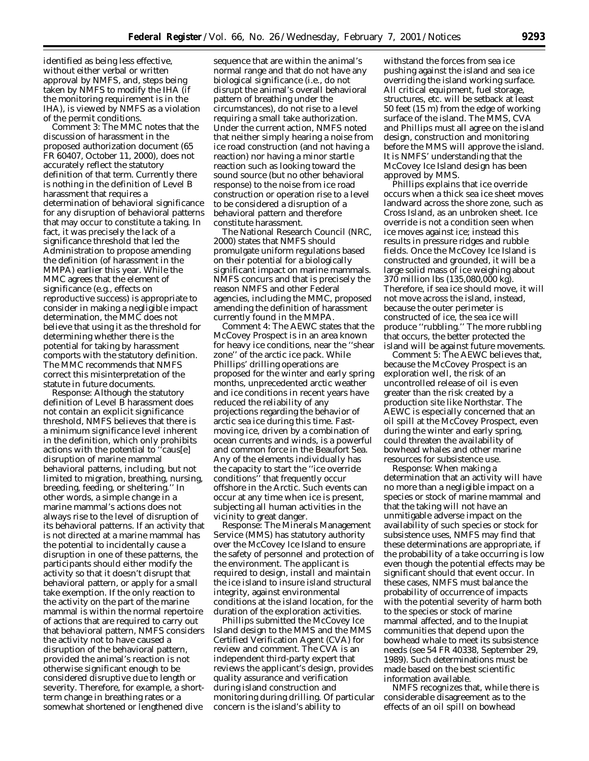identified as being less effective, without either verbal or written approval by NMFS, and, steps being taken by NMFS to modify the IHA (if the monitoring requirement is in the IHA), is viewed by NMFS as a violation of the permit conditions.

*Comment 3:* The MMC notes that the discussion of harassment in the proposed authorization document (65 FR 60407, October 11, 2000), does not accurately reflect the statutory definition of that term. Currently there is nothing in the definition of Level B harassment that requires a determination of behavioral significance for any disruption of behavioral patterns that may occur to constitute a taking. In fact, it was precisely the lack of a significance threshold that led the Administration to propose amending the definition (of harassment in the MMPA) earlier this year. While the MMC agrees that the element of significance (e.g., effects on reproductive success) is appropriate to consider in making a negligible impact determination, the MMC does not believe that using it as the threshold for determining whether there is the potential for taking by harassment comports with the statutory definition. The MMC recommends that NMFS correct this misinterpretation of the statute in future documents.

*Response:* Although the statutory definition of Level B harassment does not contain an explicit significance threshold, NMFS believes that there is a minimum significance level inherent in the definition, which only prohibits actions with the potential to ''caus[e] disruption of marine mammal behavioral patterns, including, but not limited to migration, breathing, nursing, breeding, feeding, or sheltering.'' In other words, a simple change in a marine mammal's actions does not always rise to the level of disruption of its behavioral patterns. If an activity that is not directed at a marine mammal has the potential to incidentally cause a disruption in one of these patterns, the participants should either modify the activity so that it doesn't disrupt that behavioral pattern, or apply for a small take exemption. If the only reaction to the activity on the part of the marine mammal is within the normal repertoire of actions that are required to carry out that behavioral pattern, NMFS considers the activity not to have caused a disruption of the behavioral pattern, provided the animal's reaction is not otherwise significant enough to be considered disruptive due to length or severity. Therefore, for example, a short-term change in breathing rates or a somewhat shortened or lengthened dive sequence that are within the animal's normal range and that do not have any biological significance (i.e., do not disrupt the animal's overall behavioral pattern of breathing under the circumstances), do not rise to a level requiring a small take authorization. Under the current action, NMFS noted that neither simply hearing a noise from ice road construction (and not having a reaction) nor having a minor startle reaction such as looking toward the sound source (but no other behavioral response) to the noise from ice road construction or operation rise to a level to be considered a disruption of a behavioral pattern and therefore constitute harassment.

The National Research Council (NRC, 2000) states that NMFS should promulgate uniform regulations based on their potential for a biologically significant impact on marine mammals. NMFS concurs and that is precisely the reason NMFS and other Federal agencies, including the MMC, proposed amending the definition of harassment currently found in the MMPA.

*Comment 4:* The AEWC states that the McCovey Prospect is in an area known for heavy ice conditions, near the ''shear zone'' of the arctic ice pack. While Phillips' drilling operations are proposed for the winter and early spring months, unprecedented arctic weather and ice conditions in recent years have reduced the reliability of any projections regarding the behavior of arctic sea ice during this time. Fast-moving ice, driven by a combination of ocean currents and winds, is a powerful and common force in the Beaufort Sea. Any of the elements individually has the capacity to start the ''ice override conditions'' that frequently occur offshore in the Arctic. Such events can occur at any time when ice is present, subjecting all human activities in the vicinity to great danger.

*Response:* The Minerals Management Service (MMS) has statutory authority over the McCovey Ice Island to ensure the safety of personnel and protection of the environment. The applicant is required to design, install and maintain the ice island to insure island structural integrity, against environmental conditions at the island location, for the duration of the exploration activities.

Phillips submitted the McCovey Ice Island design to the MMS and the MMS Certified Verification Agent (CVA) for review and comment. The CVA is an independent third-party expert that reviews the applicant's design, provides quality assurance and verification during island construction and monitoring during drilling. Of particular concern is the island's ability to withstand the forces from sea ice pushing against the island and sea ice overriding the island working surface. All critical equipment, fuel storage, structures, etc. will be setback at least 50 feet (15 m) from the edge of working surface of the island. The MMS, CVA and Phillips must all agree on the island design, construction and monitoring before the MMS will approve the island. It is NMFS' understanding that the McCovey Ice Island design has been approved by MMS.

Phillips explains that ice override occurs when a thick sea ice sheet moves landward across the shore zone, such as Cross Island, as an unbroken sheet. Ice override is not a condition seen when ice moves against ice; instead this results in pressure ridges and rubble fields. Once the McCovey Ice Island is constructed and grounded, it will be a large solid mass of ice weighing about 370 million lbs (135,080,000 kg). Therefore, if sea ice should move, it will not move across the island, instead, because the outer perimeter is constructed of ice, the sea ice will produce ''rubbling.'' The more rubbling that occurs, the better protected the island will be against future movements.

*Comment 5:* The AEWC believes that, because the McCovey Prospect is an exploration well, the risk of an uncontrolled release of oil is even greater than the risk created by a production site like Northstar. The AEWC is especially concerned that an oil spill at the McCovey Prospect, even during the winter and early spring, could threaten the availability of bowhead whales and other marine resources for subsistence use.

*Response:* When making a determination that an activity will have no more than a negligible impact on a species or stock of marine mammal and that the taking will not have an unmitigable adverse impact on the availability of such species or stock for subsistence uses, NMFS may find that these determinations are appropriate, if the probability of a take occurring is low even though the potential effects may be significant should that event occur. In these cases, NMFS must balance the probability of occurrence of impacts with the potential severity of harm both to the species or stock of marine mammal affected, and to the Inupiat communities that depend upon the bowhead whale to meet its subsistence needs (see 54 FR 40338, September 29, 1989). Such determinations must be made based on the best scientific information available.

NMFS recognizes that, while there is considerable disagreement as to the effects of an oil spill on bowhead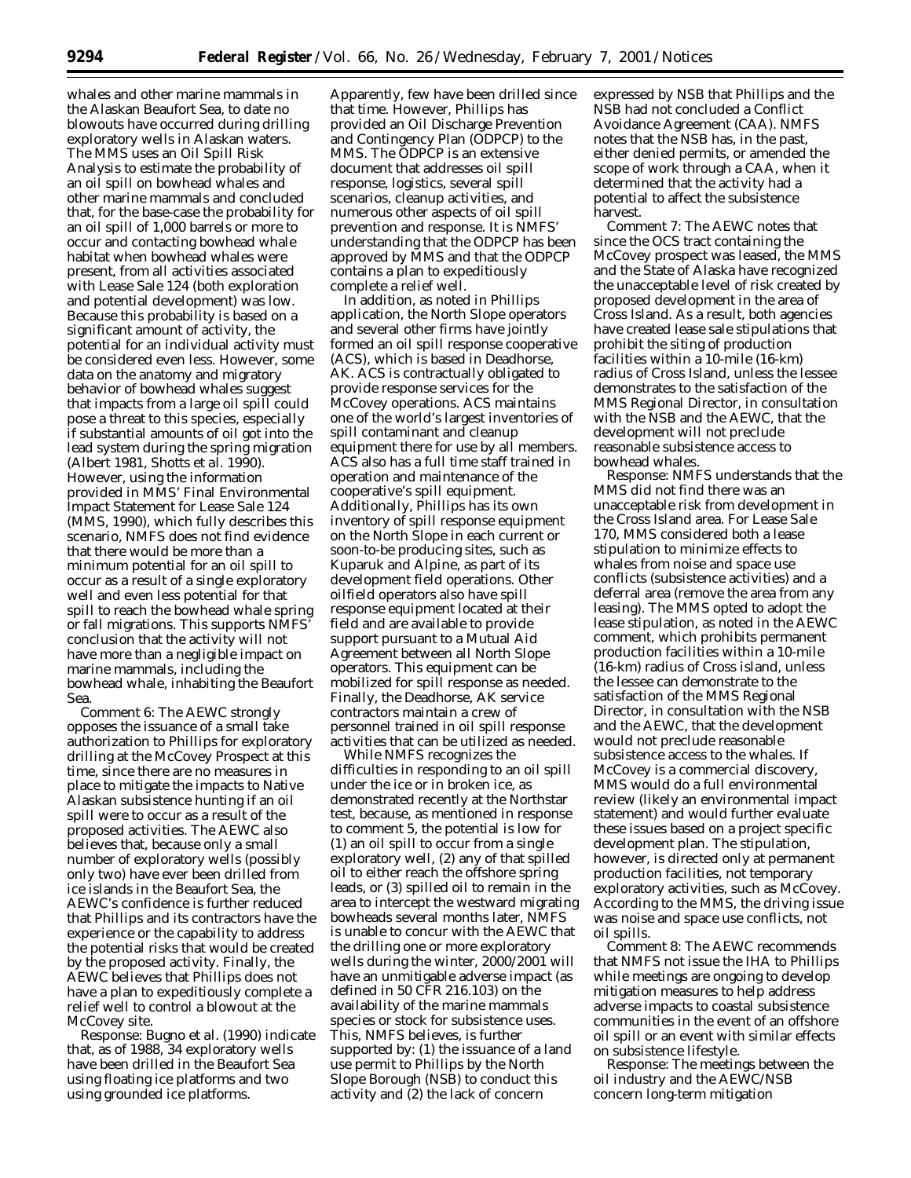whales and other marine mammals in the Alaskan Beaufort Sea, to date no blowouts have occurred during drilling exploratory wells in Alaskan waters. The MMS uses an Oil Spill Risk Analysis to estimate the probability of an oil spill on bowhead whales and other marine mammals and concluded that, for the base-case the probability for an oil spill of 1,000 barrels or more to occur and contacting bowhead whale habitat when bowhead whales were present, from all activities associated with Lease Sale 124 (both exploration and potential development) was low. Because this probability is based on a significant amount of activity, the potential for an individual activity must be considered even less. However, some data on the anatomy and migratory behavior of bowhead whales suggest that impacts from a large oil spill could pose a threat to this species, especially if substantial amounts of oil got into the lead system during the spring migration (Albert 1981, Shotts et al. 1990). However, using the information provided in MMS' Final Environmental Impact Statement for Lease Sale 124 (MMS, 1990), which fully describes this scenario, NMFS does not find evidence that there would be more than a minimum potential for an oil spill to occur as a result of a single exploratory well and even less potential for that spill to reach the bowhead whale spring or fall migrations. This supports NMFS' conclusion that the activity will not have more than a negligible impact on marine mammals, including the bowhead whale, inhabiting the Beaufort Sea.

*Comment 6:* The AEWC strongly opposes the issuance of a small take authorization to Phillips for exploratory drilling at the McCovey Prospect at this time, since there are no measures in place to mitigate the impacts to Native Alaskan subsistence hunting if an oil spill were to occur as a result of the proposed activities. The AEWC also believes that, because only a small number of exploratory wells (possibly only two) have ever been drilled from ice islands in the Beaufort Sea, the AEWC's confidence is further reduced that Phillips and its contractors have the experience or the capability to address the potential risks that would be created by the proposed activity. Finally, the AEWC believes that Phillips does not have a plan to expeditiously complete a relief well to control a blowout at the McCovey site.

*Response:* Bugno et al. (1990) indicate that, as of 1988, 34 exploratory wells have been drilled in the Beaufort Sea using floating ice platforms and two using grounded ice platforms. Apparently, few have been drilled since that time. However, Phillips has provided an Oil Discharge Prevention and Contingency Plan (ODPCP) to the MMS. The ODPCP is an extensive document that addresses oil spill response, logistics, several spill scenarios, cleanup activities, and numerous other aspects of oil spill prevention and response. It is NMFS' understanding that the ODPCP has been approved by MMS and that the ODPCP contains a plan to expeditiously complete a relief well.

In addition, as noted in Phillips application, the North Slope operators and several other firms have jointly formed an oil spill response cooperative (ACS), which is based in Deadhorse, AK. ACS is contractually obligated to provide response services for the McCovey operations. ACS maintains one of the world's largest inventories of spill contaminant and cleanup equipment there for use by all members. ACS also has a full time staff trained in operation and maintenance of the cooperative's spill equipment. Additionally, Phillips has its own inventory of spill response equipment on the North Slope in each current or soon-to-be producing sites, such as Kuparuk and Alpine, as part of its development field operations. Other oilfield operators also have spill response equipment located at their field and are available to provide support pursuant to a Mutual Aid Agreement between all North Slope operators. This equipment can be mobilized for spill response as needed. Finally, the Deadhorse, AK service contractors maintain a crew of personnel trained in oil spill response activities that can be utilized as needed.

While NMFS recognizes the difficulties in responding to an oil spill under the ice or in broken ice, as demonstrated recently at the Northstar test, because, as mentioned in response to comment 5, the potential is low for (1) an oil spill to occur from a single exploratory well, (2) any of that spilled oil to either reach the offshore spring leads, or (3) spilled oil to remain in the area to intercept the westward migrating bowheads several months later, NMFS is unable to concur with the AEWC that the drilling one or more exploratory wells during the winter, 2000/2001 will have an unmitigable adverse impact (as defined in 50 CFR 216.103) on the availability of the marine mammals species or stock for subsistence uses. This, NMFS believes, is further supported by: (1) the issuance of a land use permit to Phillips by the North Slope Borough (NSB) to conduct this activity and (2) the lack of concern expressed by NSB that Phillips and the NSB had not concluded a Conflict Avoidance Agreement (CAA). NMFS notes that the NSB has, in the past, either denied permits, or amended the scope of work through a CAA, when it determined that the activity had a potential to affect the subsistence harvest.

*Comment 7:* The AEWC notes that since the OCS tract containing the McCovey prospect was leased, the MMS and the State of Alaska have recognized the unacceptable level of risk created by proposed development in the area of Cross Island. As a result, both agencies have created lease sale stipulations that prohibit the siting of production facilities within a 10-mile (16-km) radius of Cross Island, unless the lessee demonstrates to the satisfaction of the MMS Regional Director, in consultation with the NSB and the AEWC, that the development will not preclude reasonable subsistence access to bowhead whales.

*Response:* NMFS understands that the MMS did not find there was an unacceptable risk from development in the Cross Island area. For Lease Sale 170, MMS considered both a lease stipulation to minimize effects to whales from noise and space use conflicts (subsistence activities) and a deferral area (remove the area from any leasing). The MMS opted to adopt the lease stipulation, as noted in the AEWC comment, which prohibits permanent production facilities within a 10-mile (16-km) radius of Cross island, unless the lessee can demonstrate to the satisfaction of the MMS Regional Director, in consultation with the NSB and the AEWC, that the development would not preclude reasonable subsistence access to the whales. If McCovey is a commercial discovery, MMS would do a full environmental review (likely an environmental impact statement) and would further evaluate these issues based on a project specific development plan. The stipulation, however, is directed only at permanent production facilities, not temporary exploratory activities, such as McCovey. According to the MMS, the driving issue was noise and space use conflicts, not oil spills.

*Comment 8:* The AEWC recommends that NMFS not issue the IHA to Phillips while meetings are ongoing to develop mitigation measures to help address adverse impacts to coastal subsistence communities in the event of an offshore oil spill or an event with similar effects on subsistence lifestyle.

*Response:* The meetings between the oil industry and the AEWC/NSB concern long-term mitigation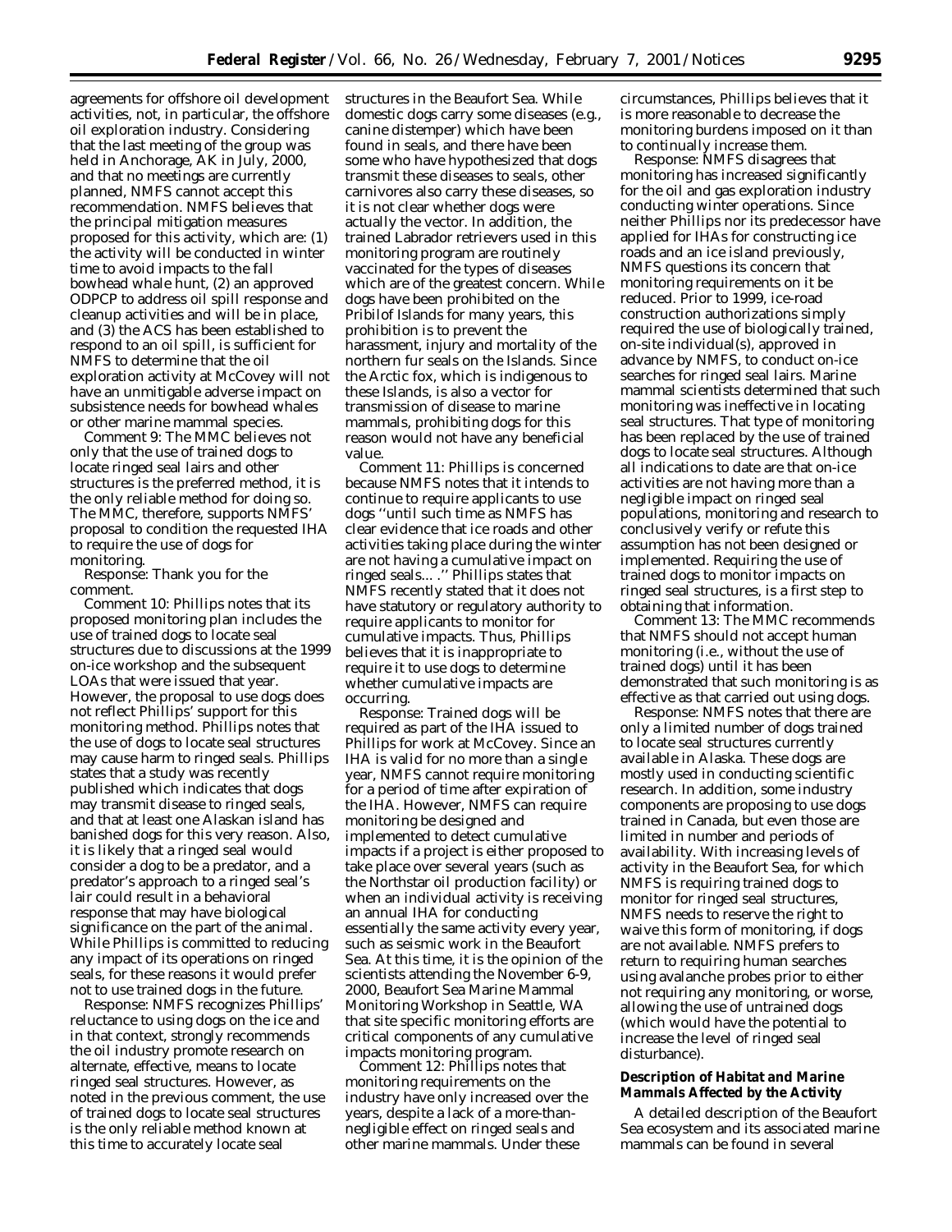agreements for offshore oil development activities, not, in particular, the offshore oil exploration industry. Considering that the last meeting of the group was held in Anchorage, AK in July, 2000, and that no meetings are currently planned, NMFS cannot accept this recommendation. NMFS believes that the principal mitigation measures proposed for this activity, which are: (1) the activity will be conducted in winter time to avoid impacts to the fall bowhead whale hunt, (2) an approved ODPCP to address oil spill response and cleanup activities and will be in place, and (3) the ACS has been established to respond to an oil spill, is sufficient for NMFS to determine that the oil exploration activity at McCovey will not have an unmitigable adverse impact on subsistence needs for bowhead whales or other marine mammal species.

*Comment 9:* The MMC believes not only that the use of trained dogs to locate ringed seal lairs and other structures is the preferred method, it is the only reliable method for doing so. The MMC, therefore, supports NMFS' proposal to condition the requested IHA to require the use of dogs for monitoring.

*Response:* Thank you for the comment.

*Comment 10:* Phillips notes that its proposed monitoring plan includes the use of trained dogs to locate seal structures due to discussions at the 1999 on-ice workshop and the subsequent LOAs that were issued that year. However, the proposal to use dogs does not reflect Phillips' support for this monitoring method. Phillips notes that the use of dogs to locate seal structures may cause harm to ringed seals. Phillips states that a study was recently published which indicates that dogs may transmit disease to ringed seals, and that at least one Alaskan island has banished dogs for this very reason. Also, it is likely that a ringed seal would consider a dog to be a predator, and a predator's approach to a ringed seal's lair could result in a behavioral response that may have biological significance on the part of the animal. While Phillips is committed to reducing any impact of its operations on ringed seals, for these reasons it would prefer not to use trained dogs in the future.

*Response:* NMFS recognizes Phillips' reluctance to using dogs on the ice and in that context, strongly recommends the oil industry promote research on alternate, effective, means to locate ringed seal structures. However, as noted in the previous comment, the use of trained dogs to locate seal structures is the only reliable method known at this time to accurately locate seal structures in the Beaufort Sea. While domestic dogs carry some diseases (e.g., canine distemper) which have been found in seals, and there have been some who have hypothesized that dogs transmit these diseases to seals, other carnivores also carry these diseases, so it is not clear whether dogs were actually the vector. In addition, the trained Labrador retrievers used in this monitoring program are routinely vaccinated for the types of diseases which are of the greatest concern. While dogs have been prohibited on the Pribilof Islands for many years, this prohibition is to prevent the harassment, injury and mortality of the northern fur seals on the Islands. Since the Arctic fox, which is indigenous to these Islands, is also a vector for transmission of disease to marine mammals, prohibiting dogs for this reason would not have any beneficial value.

*Comment 11:* Phillips is concerned because NMFS notes that it intends to continue to require applicants to use dogs ''until such time as NMFS has clear evidence that ice roads and other activities taking place during the winter are not having a cumulative impact on ringed seals... .'' Phillips states that NMFS recently stated that it does not have statutory or regulatory authority to require applicants to monitor for cumulative impacts. Thus, Phillips believes that it is inappropriate to require it to use dogs to determine whether cumulative impacts are occurring.

*Response:* Trained dogs will be required as part of the IHA issued to Phillips for work at McCovey. Since an IHA is valid for no more than a single year, NMFS cannot require monitoring for a period of time after expiration of the IHA. However, NMFS can require monitoring be designed and implemented to detect cumulative impacts if a project is either proposed to take place over several years (such as the Northstar oil production facility) or when an individual activity is receiving an annual IHA for conducting essentially the same activity every year, such as seismic work in the Beaufort Sea. At this time, it is the opinion of the scientists attending the November 6-9, 2000, Beaufort Sea Marine Mammal Monitoring Workshop in Seattle, WA that site specific monitoring efforts are critical components of any cumulative impacts monitoring program.

*Comment 12:* Phillips notes that monitoring requirements on the industry have only increased over the years, despite a lack of a more-than-negligible effect on ringed seals and other marine mammals. Under these circumstances, Phillips believes that it is more reasonable to decrease the monitoring burdens imposed on it than to continually increase them.

*Response:* NMFS disagrees that monitoring has increased significantly for the oil and gas exploration industry conducting winter operations. Since neither Phillips nor its predecessor have applied for IHAs for constructing ice roads and an ice island previously, NMFS questions its concern that monitoring requirements on it be reduced. Prior to 1999, ice-road construction authorizations simply required the use of biologically trained, on-site individual(s), approved in advance by NMFS, to conduct on-ice searches for ringed seal lairs. Marine mammal scientists determined that such monitoring was ineffective in locating seal structures. That type of monitoring has been replaced by the use of trained dogs to locate seal structures. Although all indications to date are that on-ice activities are not having more than a negligible impact on ringed seal populations, monitoring and research to conclusively verify or refute this assumption has not been designed or implemented. Requiring the use of trained dogs to monitor impacts on ringed seal structures, is a first step to obtaining that information.

*Comment 13:* The MMC recommends that NMFS should not accept human monitoring (i.e., without the use of trained dogs) until it has been demonstrated that such monitoring is as effective as that carried out using dogs.

*Response:* NMFS notes that there are only a limited number of dogs trained to locate seal structures currently available in Alaska. These dogs are mostly used in conducting scientific research. In addition, some industry components are proposing to use dogs trained in Canada, but even those are limited in number and periods of availability. With increasing levels of activity in the Beaufort Sea, for which NMFS is requiring trained dogs to monitor for ringed seal structures, NMFS needs to reserve the right to waive this form of monitoring, if dogs are not available. NMFS prefers to return to requiring human searches using avalanche probes prior to either not requiring any monitoring, or worse, allowing the use of untrained dogs (which would have the potential to increase the level of ringed seal disturbance).

## Description of Habitat and Marine Mammals Affected by the Activity

A detailed description of the Beaufort Sea ecosystem and its associated marine mammals can be found in several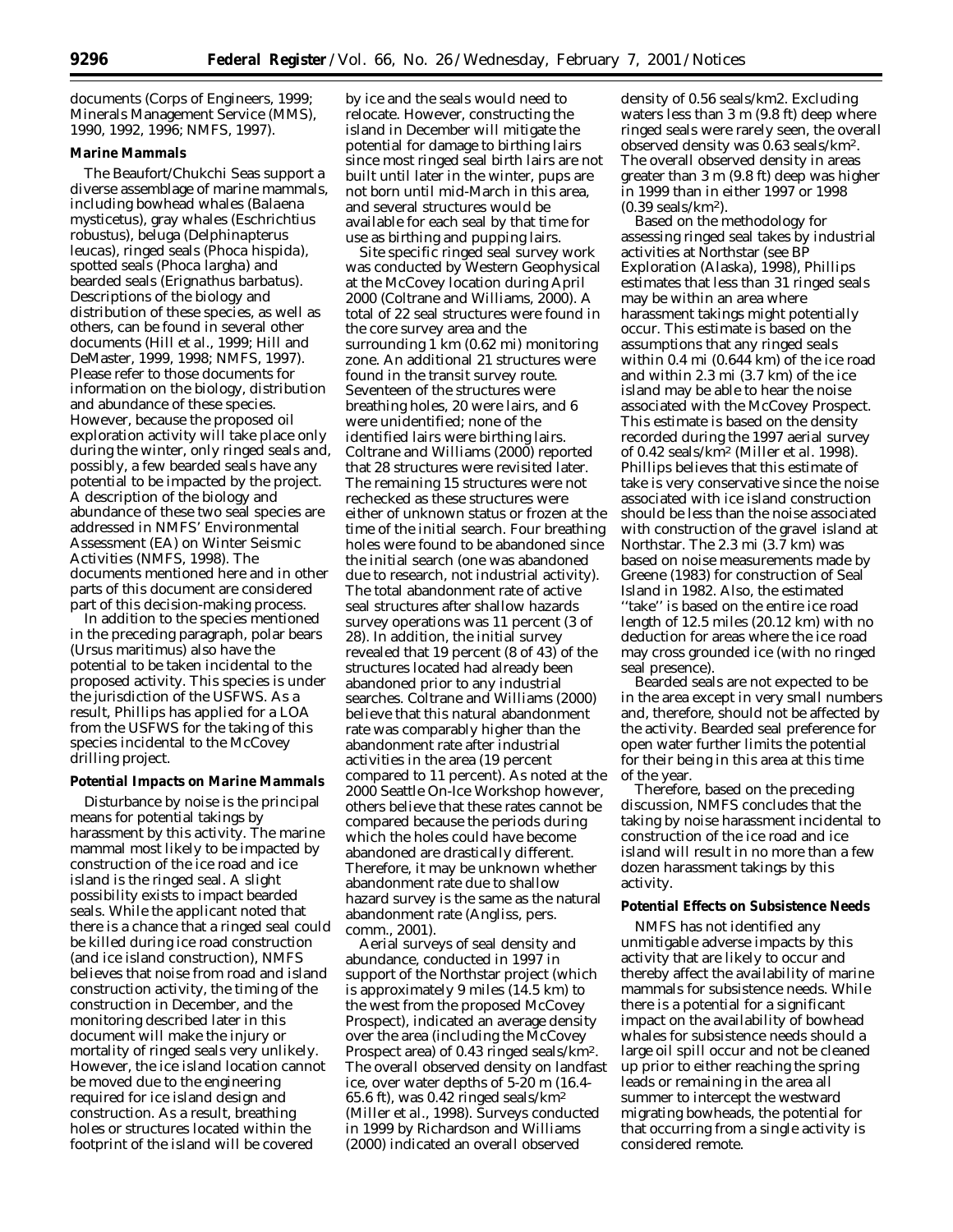documents (Corps of Engineers, 1999; Minerals Management Service (MMS), 1990, 1992, 1996; NMFS, 1997).

**Marine Mammals**

The Beaufort/Chukchi Seas support a diverse assemblage of marine mammals, including bowhead whales (*Balaena mysticetus*), gray whales (*Eschrichtius robustus*), beluga (*Delphinapterus leucas*), ringed seals (*Phoca hispida*), spotted seals (*Phoca largha*) and bearded seals (*Erignathus barbatus*). Descriptions of the biology and distribution of these species, as well as others, can be found in several other documents (Hill et al., 1999; Hill and DeMaster, 1999, 1998; NMFS, 1997). Please refer to those documents for information on the biology, distribution and abundance of these species. However, because the proposed oil exploration activity will take place only during the winter, only ringed seals and, possibly, a few bearded seals have any potential to be impacted by the project. A description of the biology and abundance of these two seal species are addressed in NMFS' Environmental Assessment (EA) on Winter Seismic Activities (NMFS, 1998). The documents mentioned here and in other parts of this document are considered part of this decision-making process.

In addition to the species mentioned in the preceding paragraph, polar bears (*Ursus maritimus*) also have the potential to be taken incidental to the proposed activity. This species is under the jurisdiction of the USFWS. As a result, Phillips has applied for a LOA from the USFWS for the taking of this species incidental to the McCovey drilling project.

**Potential Impacts on Marine Mammals**

Disturbance by noise is the principal means for potential takings by harassment by this activity. The marine mammal most likely to be impacted by construction of the ice road and ice island is the ringed seal. A slight possibility exists to impact bearded seals. While the applicant noted that there is a chance that a ringed seal could be killed during ice road construction (and ice island construction), NMFS believes that noise from road and island construction activity, the timing of the construction in December, and the monitoring described later in this document will make the injury or mortality of ringed seals very unlikely. However, the ice island location cannot be moved due to the engineering required for ice island design and construction. As a result, breathing holes or structures located within the footprint of the island will be covered by ice and the seals would need to relocate. However, constructing the island in December will mitigate the potential for damage to birthing lairs since most ringed seal birth lairs are not built until later in the winter, pups are not born until mid-March in this area, and several structures would be available for each seal by that time for use as birthing and pupping lairs.

Site specific ringed seal survey work was conducted by Western Geophysical at the McCovey location during April 2000 (Coltrane and Williams, 2000). A total of 22 seal structures were found in the core survey area and the surrounding 1 km (0.62 mi) monitoring zone. An additional 21 structures were found in the transit survey route. Seventeen of the structures were breathing holes, 20 were lairs, and 6 were unidentified; none of the identified lairs were birthing lairs. Coltrane and Williams (2000) reported that 28 structures were revisited later. The remaining 15 structures were not rechecked as these structures were either of unknown status or frozen at the time of the initial search. Four breathing holes were found to be abandoned since the initial search (one was abandoned due to research, not industrial activity). The total abandonment rate of active seal structures after shallow hazards survey operations was 11 percent (3 of 28). In addition, the initial survey revealed that 19 percent (8 of 43) of the structures located had already been abandoned prior to any industrial searches. Coltrane and Williams (2000) believe that this natural abandonment rate was comparably higher than the abandonment rate after industrial activities in the area (19 percent compared to 11 percent). As noted at the 2000 Seattle On-Ice Workshop however, others believe that these rates cannot be compared because the periods during which the holes could have become abandoned are drastically different. Therefore, it may be unknown whether abandonment rate due to shallow hazard survey is the same as the natural abandonment rate (Angliss, pers. comm., 2001).

Aerial surveys of seal density and abundance, conducted in 1997 in support of the Northstar project (which is approximately 9 miles (14.5 km) to the west from the proposed McCovey Prospect), indicated an average density over the area (including the McCovey Prospect area) of 0.43 ringed seals/km$^2$. The overall observed density on landfast ice, over water depths of 5-20 m (16.4-65.6 ft), was 0.42 ringed seals/km$^2$ (Miller et al., 1998). Surveys conducted in 1999 by Richardson and Williams (2000) indicated an overall observed density of 0.56 seals/km2. Excluding waters less than 3 m (9.8 ft) deep where ringed seals were rarely seen, the overall observed density was 0.63 seals/km$^2$. The overall observed density in areas greater than 3 m (9.8 ft) deep was higher in 1999 than in either 1997 or 1998 (0.39 seals/km$^2$).

Based on the methodology for assessing ringed seal takes by industrial activities at Northstar (see BP Exploration (Alaska), 1998), Phillips estimates that less than 31 ringed seals may be within an area where harassment takings might potentially occur. This estimate is based on the assumptions that any ringed seals within 0.4 mi (0.644 km) of the ice road and within 2.3 mi (3.7 km) of the ice island may be able to hear the noise associated with the McCovey Prospect. This estimate is based on the density recorded during the 1997 aerial survey of 0.42 seals/km$^2$ (Miller et al. 1998). Phillips believes that this estimate of take is very conservative since the noise associated with ice island construction should be less than the noise associated with construction of the gravel island at Northstar. The 2.3 mi (3.7 km) was based on noise measurements made by Greene (1983) for construction of Seal Island in 1982. Also, the estimated "take" is based on the entire ice road length of 12.5 miles (20.12 km) with no deduction for areas where the ice road may cross grounded ice (with no ringed seal presence).

Bearded seals are not expected to be in the area except in very small numbers and, therefore, should not be affected by the activity. Bearded seal preference for open water further limits the potential for their being in this area at this time of the year.

Therefore, based on the preceding discussion, NMFS concludes that the taking by noise harassment incidental to construction of the ice road and ice island will result in no more than a few dozen harassment takings by this activity.

**Potential Effects on Subsistence Needs**

NMFS has not identified any unmitigable adverse impacts by this activity that are likely to occur and thereby affect the availability of marine mammals for subsistence needs. While there is a potential for a significant impact on the availability of bowhead whales for subsistence needs should a large oil spill occur and not be cleaned up prior to either reaching the spring leads or remaining in the area all summer to intercept the westward migrating bowheads, the potential for that occurring from a single activity is considered remote.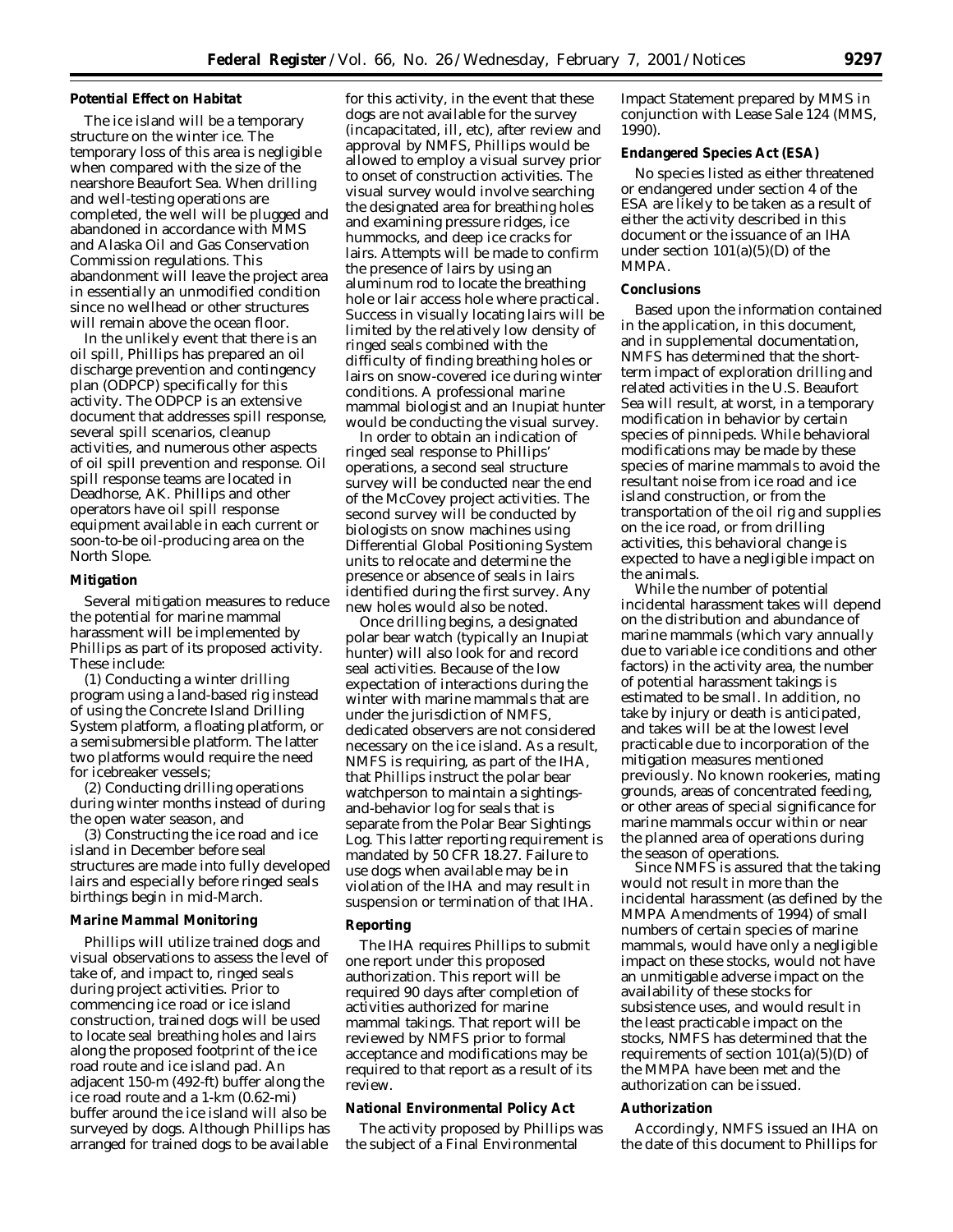**Potential Effect on Habitat**

The ice island will be a temporary structure on the winter ice. The temporary loss of this area is negligible when compared with the size of the nearshore Beaufort Sea. When drilling and well-testing operations are completed, the well will be plugged and abandoned in accordance with MMS and Alaska Oil and Gas Conservation Commission regulations. This abandonment will leave the project area in essentially an unmodified condition since no wellhead or other structures will remain above the ocean floor.

In the unlikely event that there is an oil spill, Phillips has prepared an oil discharge prevention and contingency plan (ODPCP) specifically for this activity. The ODPCP is an extensive document that addresses spill response, several spill scenarios, cleanup activities, and numerous other aspects of oil spill prevention and response. Oil spill response teams are located in Deadhorse, AK. Phillips and other operators have oil spill response equipment available in each current or soon-to-be oil-producing area on the North Slope.

**Mitigation**

Several mitigation measures to reduce the potential for marine mammal harassment will be implemented by Phillips as part of its proposed activity. These include:

(1) Conducting a winter drilling program using a land-based rig instead of using the Concrete Island Drilling System platform, a floating platform, or a semisubmersible platform. The latter two platforms would require the need for icebreaker vessels;

(2) Conducting drilling operations during winter months instead of during the open water season, and

(3) Constructing the ice road and ice island in December before seal structures are made into fully developed lairs and especially before ringed seals birthings begin in mid-March.

**Marine Mammal Monitoring**

Phillips will utilize trained dogs and visual observations to assess the level of take of, and impact to, ringed seals during project activities. Prior to commencing ice road or ice island construction, trained dogs will be used to locate seal breathing holes and lairs along the proposed footprint of the ice road route and ice island pad. An adjacent 150-m (492-ft) buffer along the ice road route and a 1-km (0.62-mi) buffer around the ice island will also be surveyed by dogs. Although Phillips has arranged for trained dogs to be available for this activity, in the event that these dogs are not available for the survey (incapacitated, ill, etc), after review and approval by NMFS, Phillips would be allowed to employ a visual survey prior to onset of construction activities. The visual survey would involve searching the designated area for breathing holes and examining pressure ridges, ice hummocks, and deep ice cracks for lairs. Attempts will be made to confirm the presence of lairs by using an aluminum rod to locate the breathing hole or lair access hole where practical. Success in visually locating lairs will be limited by the relatively low density of ringed seals combined with the difficulty of finding breathing holes or lairs on snow-covered ice during winter conditions. A professional marine mammal biologist and an Inupiat hunter would be conducting the visual survey.

In order to obtain an indication of ringed seal response to Phillips' operations, a second seal structure survey will be conducted near the end of the McCovey project activities. The second survey will be conducted by biologists on snow machines using Differential Global Positioning System units to relocate and determine the presence or absence of seals in lairs identified during the first survey. Any new holes would also be noted.

Once drilling begins, a designated polar bear watch (typically an Inupiat hunter) will also look for and record seal activities. Because of the low expectation of interactions during the winter with marine mammals that are under the jurisdiction of NMFS, dedicated observers are not considered necessary on the ice island. As a result, NMFS is requiring, as part of the IHA, that Phillips instruct the polar bear watchperson to maintain a sightings-and-behavior log for seals that is separate from the Polar Bear Sightings Log. This latter reporting requirement is mandated by 50 CFR 18.27. Failure to use dogs when available may be in violation of the IHA and may result in suspension or termination of that IHA.

**Reporting**

The IHA requires Phillips to submit one report under this proposed authorization. This report will be required 90 days after completion of activities authorized for marine mammal takings. That report will be reviewed by NMFS prior to formal acceptance and modifications may be required to that report as a result of its review.

**National Environmental Policy Act**

The activity proposed by Phillips was the subject of a Final Environmental Impact Statement prepared by MMS in conjunction with Lease Sale 124 (MMS, 1990).

**Endangered Species Act (ESA)**

No species listed as either threatened or endangered under section 4 of the ESA are likely to be taken as a result of either the activity described in this document or the issuance of an IHA under section 101(a)(5)(D) of the MMPA.

**Conclusions**

Based upon the information contained in the application, in this document, and in supplemental documentation, NMFS has determined that the short-term impact of exploration drilling and related activities in the U.S. Beaufort Sea will result, at worst, in a temporary modification in behavior by certain species of pinnipeds. While behavioral modifications may be made by these species of marine mammals to avoid the resultant noise from ice road and ice island construction, or from the transportation of the oil rig and supplies on the ice road, or from drilling activities, this behavioral change is expected to have a negligible impact on the animals.

While the number of potential incidental harassment takes will depend on the distribution and abundance of marine mammals (which vary annually due to variable ice conditions and other factors) in the activity area, the number of potential harassment takings is estimated to be small. In addition, no take by injury or death is anticipated, and takes will be at the lowest level practicable due to incorporation of the mitigation measures mentioned previously. No known rookeries, mating grounds, areas of concentrated feeding, or other areas of special significance for marine mammals occur within or near the planned area of operations during the season of operations.

Since NMFS is assured that the taking would not result in more than the incidental harassment (as defined by the MMPA Amendments of 1994) of small numbers of certain species of marine mammals, would have only a negligible impact on these stocks, would not have an unmitigable adverse impact on the availability of these stocks for subsistence uses, and would result in the least practicable impact on the stocks, NMFS has determined that the requirements of section 101(a)(5)(D) of the MMPA have been met and the authorization can be issued.

**Authorization**

Accordingly, NMFS issued an IHA on the date of this document to Phillips for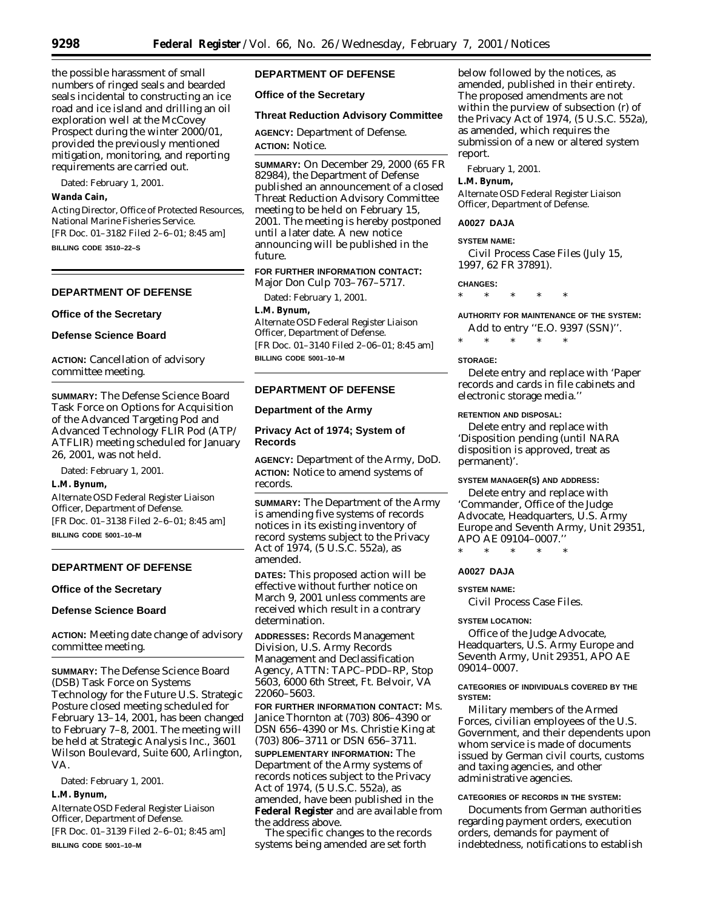the possible harassment of small numbers of ringed seals and bearded seals incidental to constructing an ice road and ice island and drilling an oil exploration well at the McCovey Prospect during the winter 2000/01, provided the previously mentioned mitigation, monitoring, and reporting requirements are carried out.

Dated: February 1, 2001.

**Wanda Cain,**

*Acting Director, Office of Protected Resources, National Marine Fisheries Service.*

[FR Doc. 01–3182 Filed 2–6–01; 8:45 am]

**BILLING CODE 3510–22–S**

---

## DEPARTMENT OF DEFENSE

### Office of the Secretary

### Defense Science Board

**ACTION:** Cancellation of advisory committee meeting.

**SUMMARY:** The Defense Science Board Task Force on Options for Acquisition of the Advanced Targeting Pod and Advanced Technology FLIR Pod (ATP/ATFLIR) meeting scheduled for January 26, 2001, was not held.

Dated: February 1, 2001.

**L.M. Bynum,**

*Alternate OSD Federal Register Liaison Officer, Department of Defense.*

[FR Doc. 01–3138 Filed 2–6–01; 8:45 am]

**BILLING CODE 5001–10–M**

---

## DEPARTMENT OF DEFENSE

### Office of the Secretary

### Defense Science Board

**ACTION:** Meeting date change of advisory committee meeting.

**SUMMARY:** The Defense Science Board (DSB) Task Force on Systems Technology for the Future U.S. Strategic Posture closed meeting scheduled for February 13–14, 2001, has been changed to February 7–8, 2001. The meeting will be held at Strategic Analysis Inc., 3601 Wilson Boulevard, Suite 600, Arlington, VA.

Dated: February 1, 2001.

**L.M. Bynum,**

*Alternate OSD Federal Register Liaison Officer, Department of Defense.*

[FR Doc. 01–3139 Filed 2–6–01; 8:45 am]

**BILLING CODE 5001–10–M**

---

## DEPARTMENT OF DEFENSE

### Office of the Secretary

### Threat Reduction Advisory Committee

**AGENCY:** Department of Defense.

**ACTION:** Notice.

**SUMMARY:** On December 29, 2000 (65 FR 82984), the Department of Defense published an announcement of a closed Threat Reduction Advisory Committee meeting to be held on February 15, 2001. The meeting is hereby postponed until a later date. A new notice announcing will be published in the future.

**FOR FURTHER INFORMATION CONTACT:** Major Don Culp 703–767–5717.

Dated: February 1, 2001.

**L.M. Bynum,**

*Alternate OSD Federal Register Liaison Officer, Department of Defense.*

[FR Doc. 01–3140 Filed 2–06–01; 8:45 am]

**BILLING CODE 5001–10–M**

---

## DEPARTMENT OF DEFENSE

### Department of the Army

### Privacy Act of 1974; System of Records

**AGENCY:** Department of the Army, DoD.

**ACTION:** Notice to amend systems of records.

**SUMMARY:** The Department of the Army is amending five systems of records notices in its existing inventory of record systems subject to the Privacy Act of 1974, (5 U.S.C. 552a), as amended.

**DATES:** This proposed action will be effective without further notice on March 9, 2001 unless comments are received which result in a contrary determination.

**ADDRESSES:** Records Management Division, U.S. Army Records Management and Declassification Agency, ATTN: TAPC–PDD–RP, Stop 5603, 6000 6th Street, Ft. Belvoir, VA 22060–5603.

**FOR FURTHER INFORMATION CONTACT:** Ms. Janice Thornton at (703) 806–4390 or DSN 656–4390 or Ms. Christie King at (703) 806–3711 or DSN 656–3711.

**SUPPLEMENTARY INFORMATION:** The Department of the Army systems of records notices subject to the Privacy Act of 1974, (5 U.S.C. 552a), as amended, have been published in the **Federal Register** and are available from the address above.

The specific changes to the records systems being amended are set forth below followed by the notices, as amended, published in their entirety. The proposed amendments are not within the purview of subsection (r) of the Privacy Act of 1974, (5 U.S.C. 552a), as amended, which requires the submission of a new or altered system report.

February 1, 2001.

**L.M. Bynum,**

*Alternate OSD Federal Register Liaison Officer, Department of Defense.*

#### A0027 DAJA

**SYSTEM NAME:**

Civil Process Case Files (July 15, 1997, 62 FR 37891).

**CHANGES:**

\* \* \* \* \*

**AUTHORITY FOR MAINTENANCE OF THE SYSTEM:**

Add to entry ''E.O. 9397 (SSN)''.

\* \* \* \* \*

**STORAGE:**

Delete entry and replace with 'Paper records and cards in file cabinets and electronic storage media.''

**RETENTION AND DISPOSAL:**

Delete entry and replace with 'Disposition pending (until NARA disposition is approved, treat as permanent)'.

**SYSTEM MANAGER(S) AND ADDRESS:**

Delete entry and replace with 'Commander, Office of the Judge Advocate, Headquarters, U.S. Army Europe and Seventh Army, Unit 29351, APO AE 09104–0007.''

\* \* \* \* \*

#### A0027 DAJA

**SYSTEM NAME:**

Civil Process Case Files.

**SYSTEM LOCATION:**

Office of the Judge Advocate, Headquarters, U.S. Army Europe and Seventh Army, Unit 29351, APO AE 09014–0007.

**CATEGORIES OF INDIVIDUALS COVERED BY THE SYSTEM:**

Military members of the Armed Forces, civilian employees of the U.S. Government, and their dependents upon whom service is made of documents issued by German civil courts, customs and taxing agencies, and other administrative agencies.

**CATEGORIES OF RECORDS IN THE SYSTEM:**

Documents from German authorities regarding payment orders, execution orders, demands for payment of indebtedness, notifications to establish